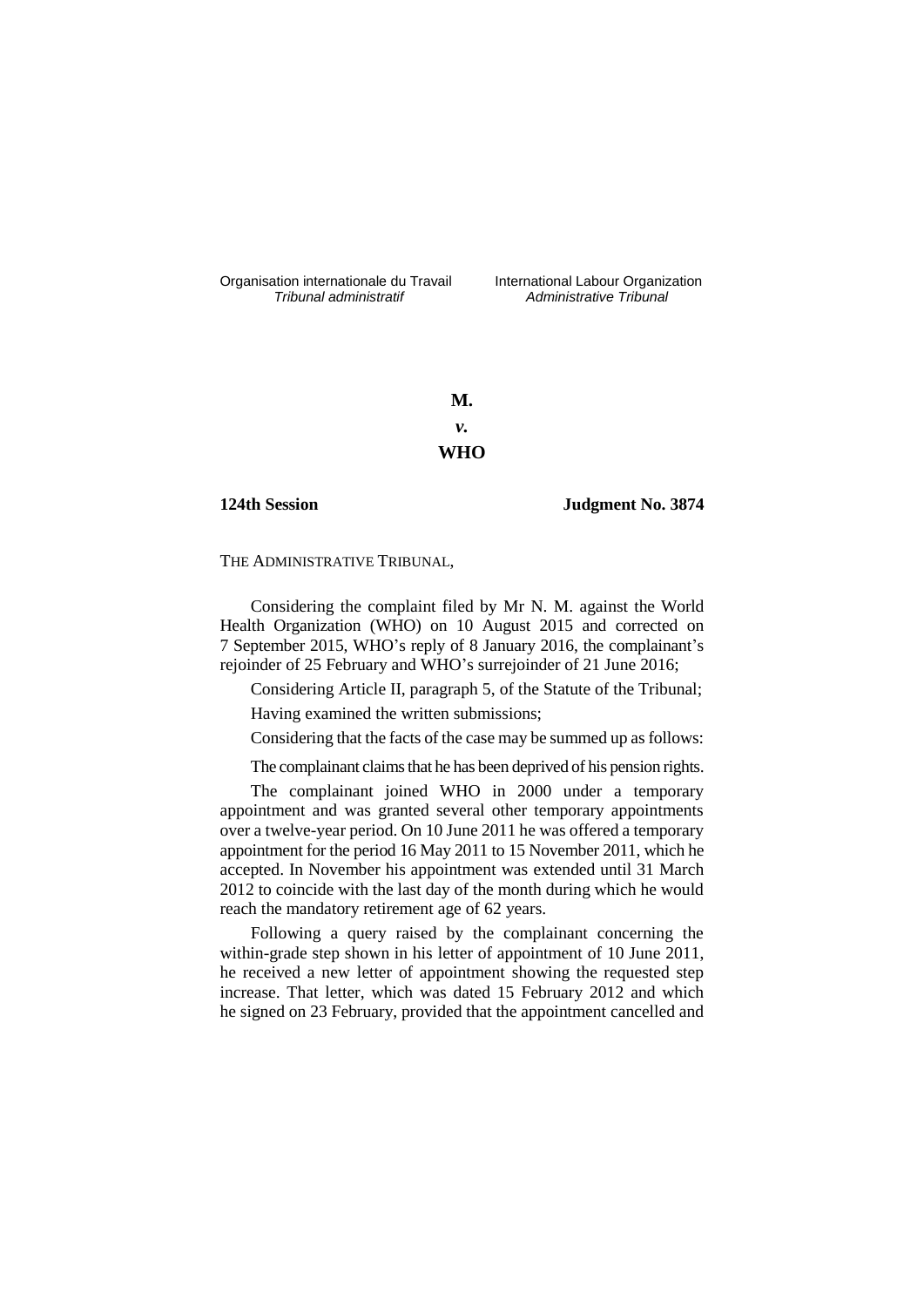Organisation internationale du Travail *Tribunal administratif*

International Labour Organization *Administrative Tribunal*

**M.**

***v.***

**WHO**

**124th Session** **Judgment No. 3874**

THE ADMINISTRATIVE TRIBUNAL,

Considering the complaint filed by Mr N. M. against the World Health Organization (WHO) on 10 August 2015 and corrected on 7 September 2015, WHO's reply of 8 January 2016, the complainant's rejoinder of 25 February and WHO's surrejoinder of 21 June 2016;

Considering Article II, paragraph 5, of the Statute of the Tribunal;

Having examined the written submissions;

Considering that the facts of the case may be summed up as follows:

The complainant claims that he has been deprived of his pension rights.

The complainant joined WHO in 2000 under a temporary appointment and was granted several other temporary appointments over a twelve-year period. On 10 June 2011 he was offered a temporary appointment for the period 16 May 2011 to 15 November 2011, which he accepted. In November his appointment was extended until 31 March 2012 to coincide with the last day of the month during which he would reach the mandatory retirement age of 62 years.

Following a query raised by the complainant concerning the within-grade step shown in his letter of appointment of 10 June 2011, he received a new letter of appointment showing the requested step increase. That letter, which was dated 15 February 2012 and which he signed on 23 February, provided that the appointment cancelled and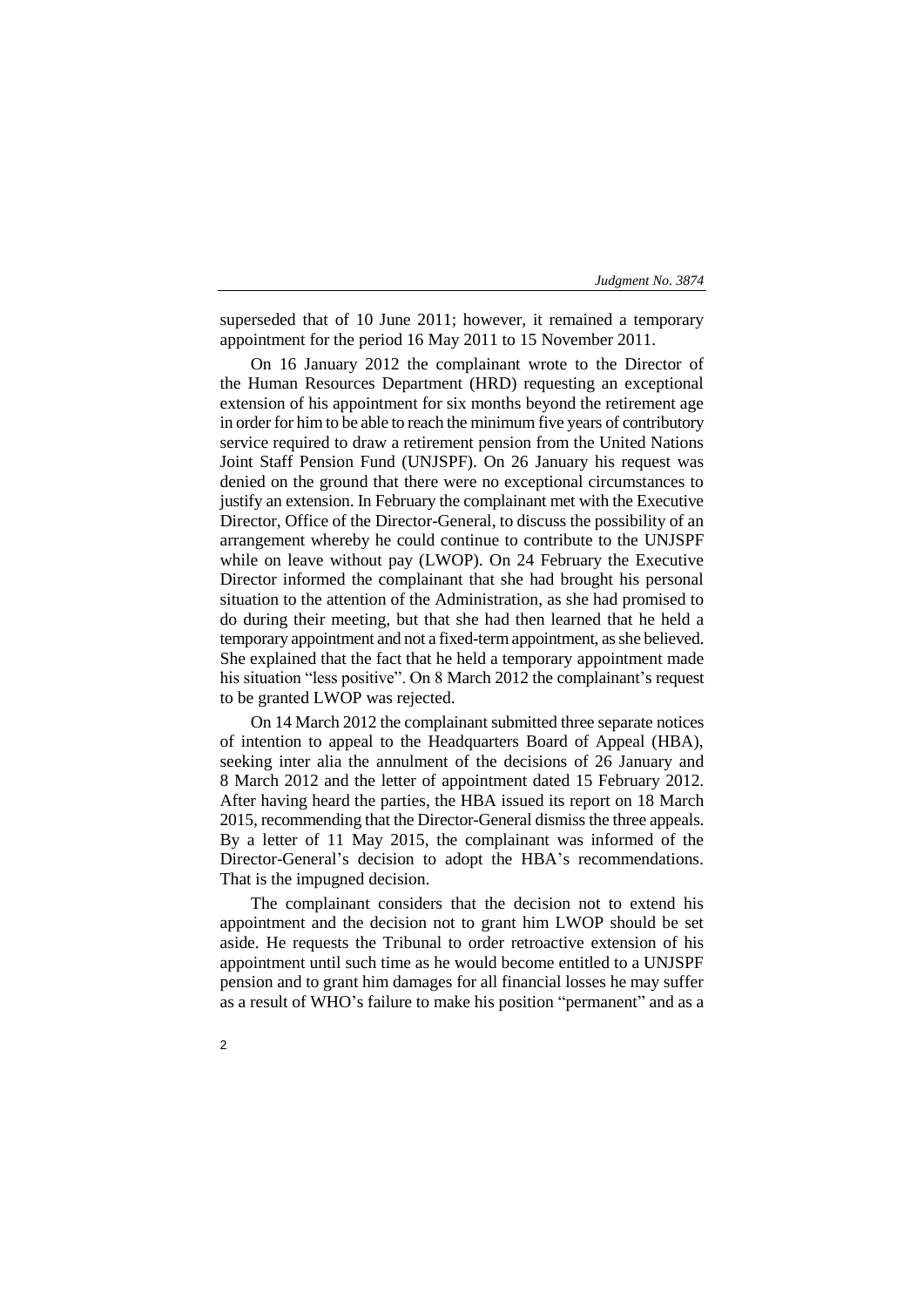superseded that of 10 June 2011; however, it remained a temporary appointment for the period 16 May 2011 to 15 November 2011.

On 16 January 2012 the complainant wrote to the Director of the Human Resources Department (HRD) requesting an exceptional extension of his appointment for six months beyond the retirement age in order for him to be able to reach the minimum five years of contributory service required to draw a retirement pension from the United Nations Joint Staff Pension Fund (UNJSPF). On 26 January his request was denied on the ground that there were no exceptional circumstances to justify an extension. In February the complainant met with the Executive Director, Office of the Director-General, to discuss the possibility of an arrangement whereby he could continue to contribute to the UNJSPF while on leave without pay (LWOP). On 24 February the Executive Director informed the complainant that she had brought his personal situation to the attention of the Administration, as she had promised to do during their meeting, but that she had then learned that he held a temporary appointment and not a fixed-term appointment, as she believed. She explained that the fact that he held a temporary appointment made his situation "less positive". On 8 March 2012 the complainant's request to be granted LWOP was rejected.

On 14 March 2012 the complainant submitted three separate notices of intention to appeal to the Headquarters Board of Appeal (HBA), seeking inter alia the annulment of the decisions of 26 January and 8 March 2012 and the letter of appointment dated 15 February 2012. After having heard the parties, the HBA issued its report on 18 March 2015, recommending that the Director-General dismiss the three appeals. By a letter of 11 May 2015, the complainant was informed of the Director-General's decision to adopt the HBA's recommendations. That is the impugned decision.

The complainant considers that the decision not to extend his appointment and the decision not to grant him LWOP should be set aside. He requests the Tribunal to order retroactive extension of his appointment until such time as he would become entitled to a UNJSPF pension and to grant him damages for all financial losses he may suffer as a result of WHO's failure to make his position "permanent" and as a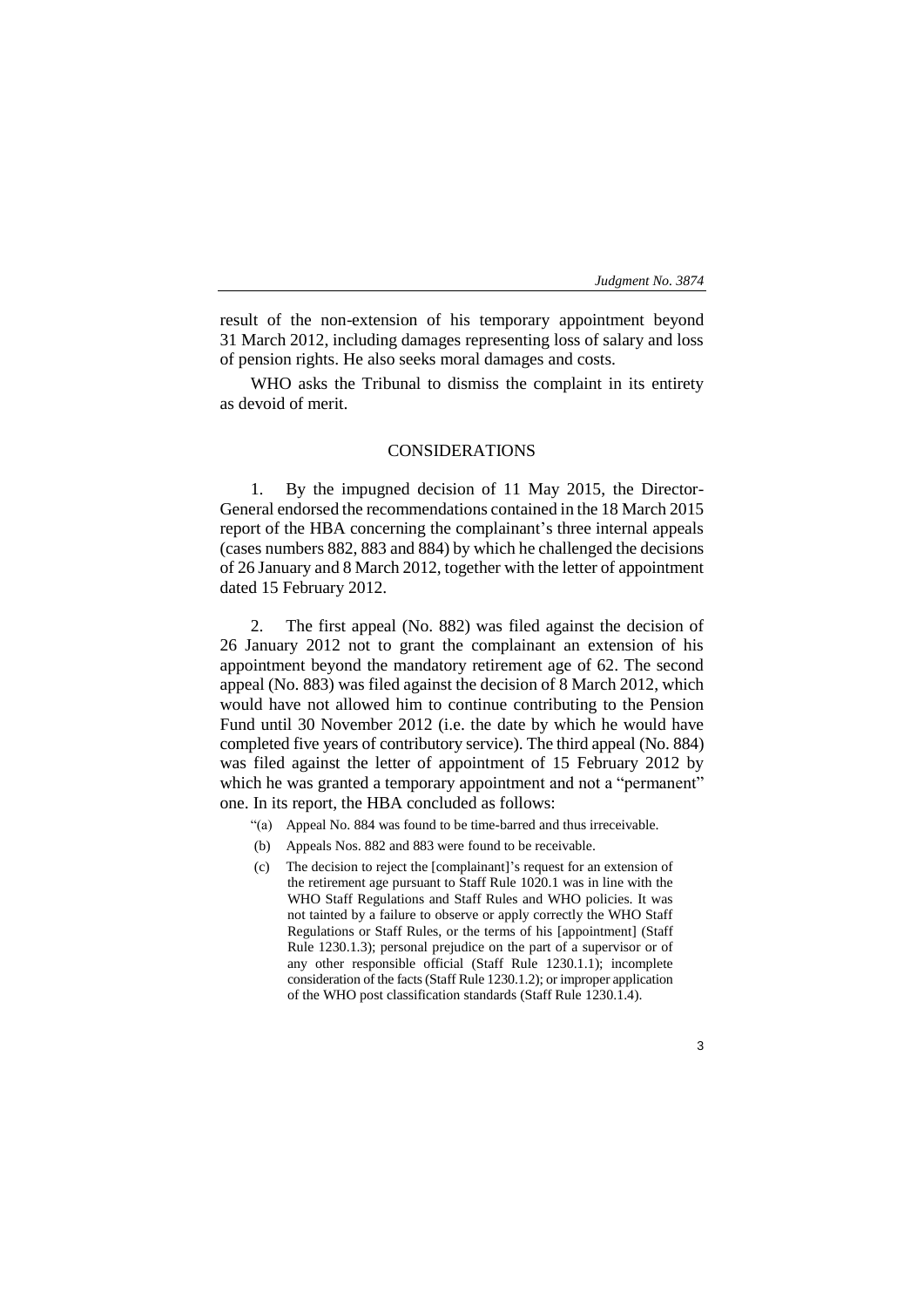result of the non-extension of his temporary appointment beyond 31 March 2012, including damages representing loss of salary and loss of pension rights. He also seeks moral damages and costs.

WHO asks the Tribunal to dismiss the complaint in its entirety as devoid of merit.

## CONSIDERATIONS

1. By the impugned decision of 11 May 2015, the Director-General endorsed the recommendations contained in the 18 March 2015 report of the HBA concerning the complainant's three internal appeals (cases numbers 882, 883 and 884) by which he challenged the decisions of 26 January and 8 March 2012, together with the letter of appointment dated 15 February 2012.

2. The first appeal (No. 882) was filed against the decision of 26 January 2012 not to grant the complainant an extension of his appointment beyond the mandatory retirement age of 62. The second appeal (No. 883) was filed against the decision of 8 March 2012, which would have not allowed him to continue contributing to the Pension Fund until 30 November 2012 (i.e. the date by which he would have completed five years of contributory service). The third appeal (No. 884) was filed against the letter of appointment of 15 February 2012 by which he was granted a temporary appointment and not a "permanent" one. In its report, the HBA concluded as follows:

> "(a) Appeal No. 884 was found to be time-barred and thus irreceivable.
>
> (b) Appeals Nos. 882 and 883 were found to be receivable.
>
> (c) The decision to reject the [complainant]'s request for an extension of the retirement age pursuant to Staff Rule 1020.1 was in line with the WHO Staff Regulations and Staff Rules and WHO policies. It was not tainted by a failure to observe or apply correctly the WHO Staff Regulations or Staff Rules, or the terms of his [appointment] (Staff Rule 1230.1.3); personal prejudice on the part of a supervisor or of any other responsible official (Staff Rule 1230.1.1); incomplete consideration of the facts (Staff Rule 1230.1.2); or improper application of the WHO post classification standards (Staff Rule 1230.1.4).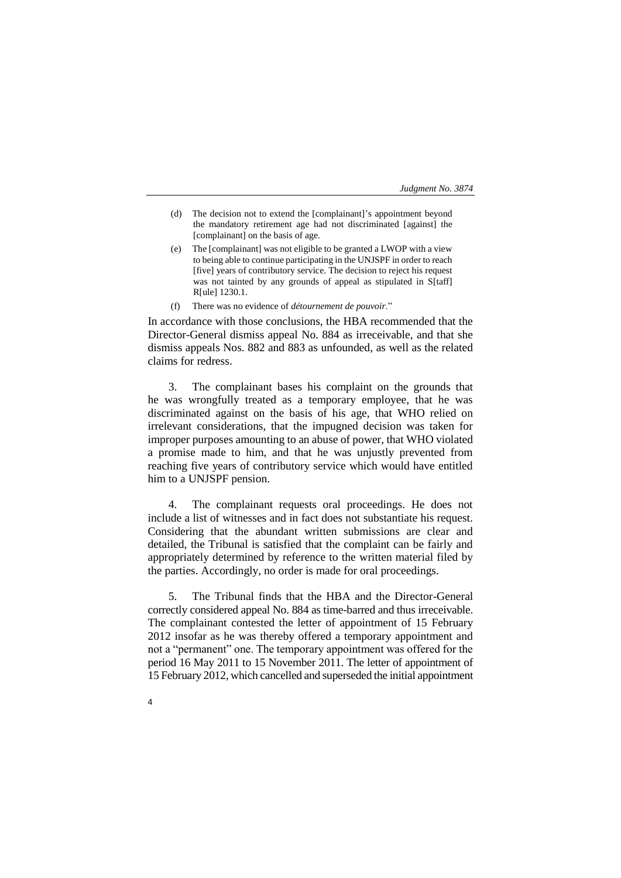> (d) The decision not to extend the [complainant]'s appointment beyond the mandatory retirement age had not discriminated [against] the [complainant] on the basis of age.
>
> (e) The [complainant] was not eligible to be granted a LWOP with a view to being able to continue participating in the UNJSPF in order to reach [five] years of contributory service. The decision to reject his request was not tainted by any grounds of appeal as stipulated in S[taff] R[ule] 1230.1.
>
> (f) There was no evidence of *détournement de pouvoir*."

In accordance with those conclusions, the HBA recommended that the Director-General dismiss appeal No. 884 as irreceivable, and that she dismiss appeals Nos. 882 and 883 as unfounded, as well as the related claims for redress.

3. The complainant bases his complaint on the grounds that he was wrongfully treated as a temporary employee, that he was discriminated against on the basis of his age, that WHO relied on irrelevant considerations, that the impugned decision was taken for improper purposes amounting to an abuse of power, that WHO violated a promise made to him, and that he was unjustly prevented from reaching five years of contributory service which would have entitled him to a UNJSPF pension.

4. The complainant requests oral proceedings. He does not include a list of witnesses and in fact does not substantiate his request. Considering that the abundant written submissions are clear and detailed, the Tribunal is satisfied that the complaint can be fairly and appropriately determined by reference to the written material filed by the parties. Accordingly, no order is made for oral proceedings.

5. The Tribunal finds that the HBA and the Director-General correctly considered appeal No. 884 as time-barred and thus irreceivable. The complainant contested the letter of appointment of 15 February 2012 insofar as he was thereby offered a temporary appointment and not a "permanent" one. The temporary appointment was offered for the period 16 May 2011 to 15 November 2011. The letter of appointment of 15 February 2012, which cancelled and superseded the initial appointment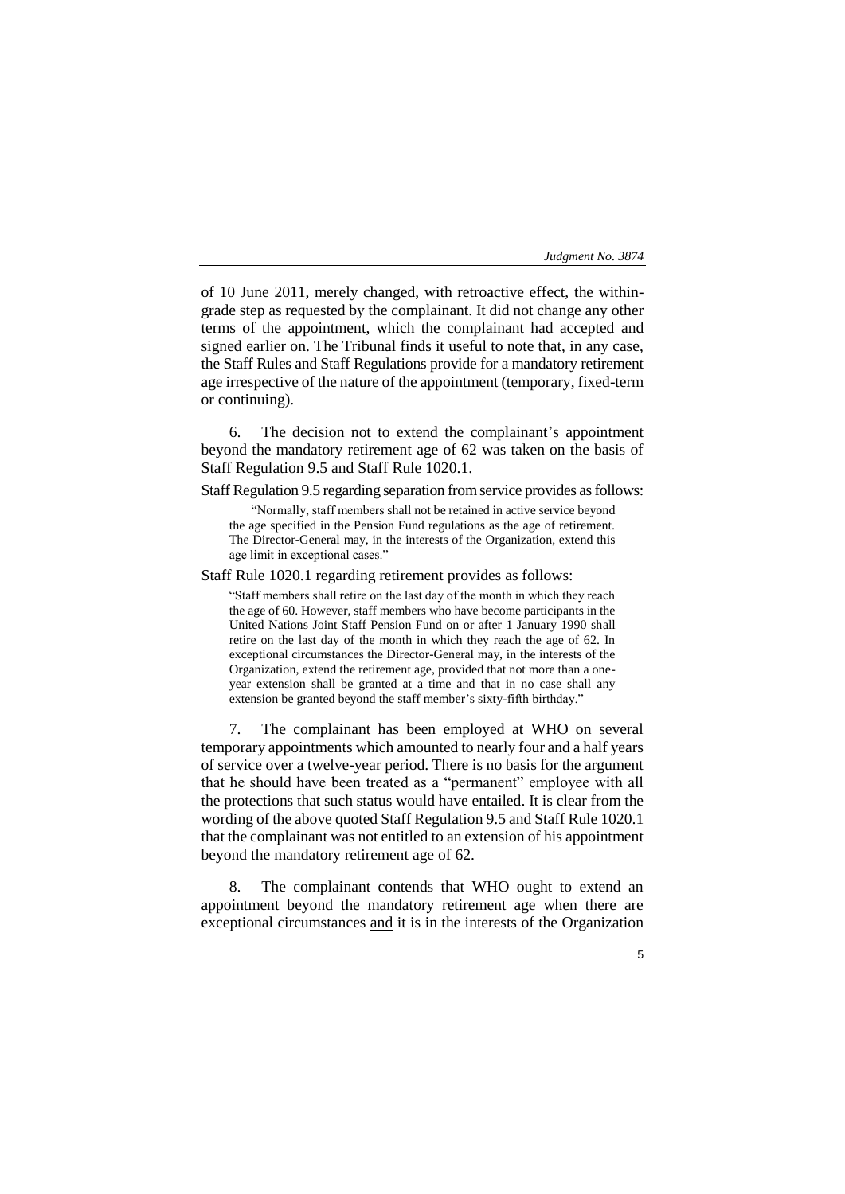of 10 June 2011, merely changed, with retroactive effect, the within-grade step as requested by the complainant. It did not change any other terms of the appointment, which the complainant had accepted and signed earlier on. The Tribunal finds it useful to note that, in any case, the Staff Rules and Staff Regulations provide for a mandatory retirement age irrespective of the nature of the appointment (temporary, fixed-term or continuing).

6. The decision not to extend the complainant's appointment beyond the mandatory retirement age of 62 was taken on the basis of Staff Regulation 9.5 and Staff Rule 1020.1.

Staff Regulation 9.5 regarding separation from service provides as follows:

> "Normally, staff members shall not be retained in active service beyond the age specified in the Pension Fund regulations as the age of retirement. The Director-General may, in the interests of the Organization, extend this age limit in exceptional cases."

Staff Rule 1020.1 regarding retirement provides as follows:

> "Staff members shall retire on the last day of the month in which they reach the age of 60. However, staff members who have become participants in the United Nations Joint Staff Pension Fund on or after 1 January 1990 shall retire on the last day of the month in which they reach the age of 62. In exceptional circumstances the Director-General may, in the interests of the Organization, extend the retirement age, provided that not more than a one-year extension shall be granted at a time and that in no case shall any extension be granted beyond the staff member's sixty-fifth birthday."

7. The complainant has been employed at WHO on several temporary appointments which amounted to nearly four and a half years of service over a twelve-year period. There is no basis for the argument that he should have been treated as a "permanent" employee with all the protections that such status would have entailed. It is clear from the wording of the above quoted Staff Regulation 9.5 and Staff Rule 1020.1 that the complainant was not entitled to an extension of his appointment beyond the mandatory retirement age of 62.

8. The complainant contends that WHO ought to extend an appointment beyond the mandatory retirement age when there are exceptional circumstances <u>and</u> it is in the interests of the Organization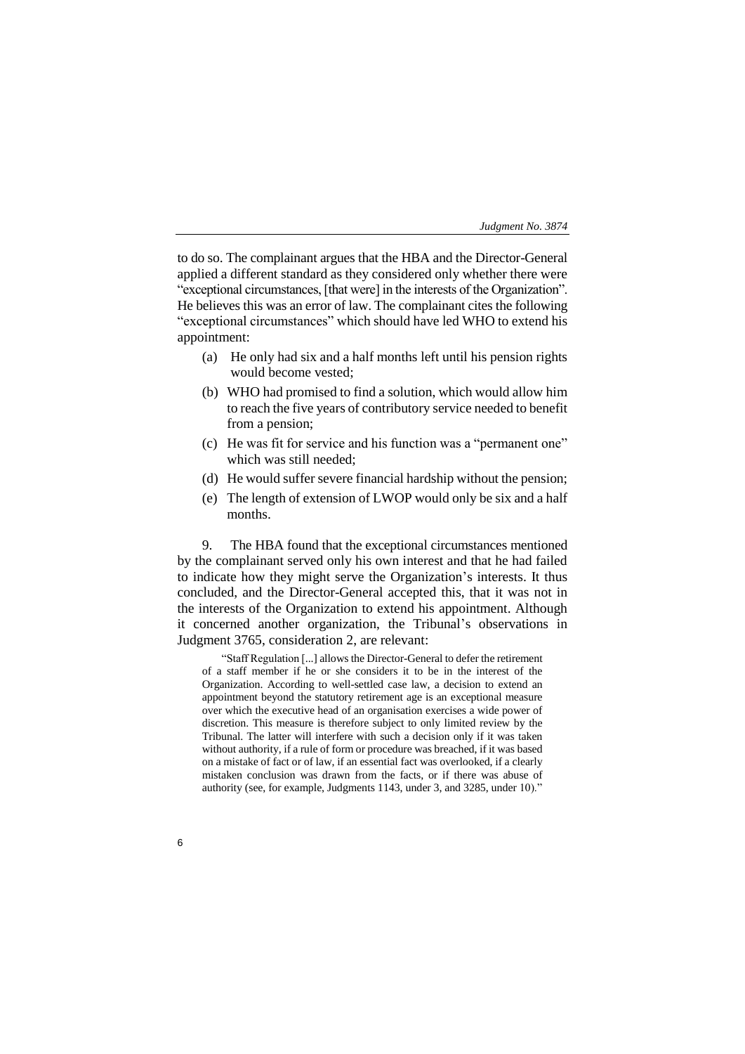to do so. The complainant argues that the HBA and the Director-General applied a different standard as they considered only whether there were "exceptional circumstances, [that were] in the interests of the Organization". He believes this was an error of law. The complainant cites the following "exceptional circumstances" which should have led WHO to extend his appointment:

(a) He only had six and a half months left until his pension rights would become vested;

(b) WHO had promised to find a solution, which would allow him to reach the five years of contributory service needed to benefit from a pension;

(c) He was fit for service and his function was a "permanent one" which was still needed;

(d) He would suffer severe financial hardship without the pension;

(e) The length of extension of LWOP would only be six and a half months.

9. The HBA found that the exceptional circumstances mentioned by the complainant served only his own interest and that he had failed to indicate how they might serve the Organization's interests. It thus concluded, and the Director-General accepted this, that it was not in the interests of the Organization to extend his appointment. Although it concerned another organization, the Tribunal's observations in Judgment 3765, consideration 2, are relevant:

> "Staff Regulation [...] allows the Director-General to defer the retirement of a staff member if he or she considers it to be in the interest of the Organization. According to well-settled case law, a decision to extend an appointment beyond the statutory retirement age is an exceptional measure over which the executive head of an organisation exercises a wide power of discretion. This measure is therefore subject to only limited review by the Tribunal. The latter will interfere with such a decision only if it was taken without authority, if a rule of form or procedure was breached, if it was based on a mistake of fact or of law, if an essential fact was overlooked, if a clearly mistaken conclusion was drawn from the facts, or if there was abuse of authority (see, for example, Judgments 1143, under 3, and 3285, under 10)."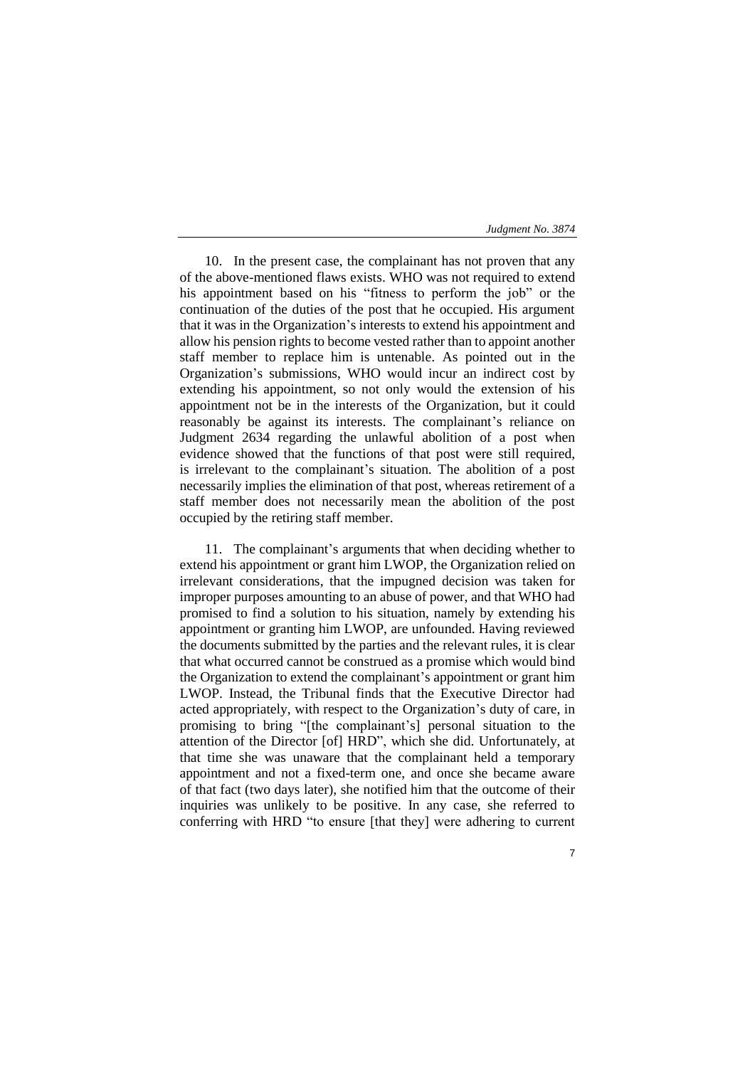10. In the present case, the complainant has not proven that any of the above-mentioned flaws exists. WHO was not required to extend his appointment based on his "fitness to perform the job" or the continuation of the duties of the post that he occupied. His argument that it was in the Organization's interests to extend his appointment and allow his pension rights to become vested rather than to appoint another staff member to replace him is untenable. As pointed out in the Organization's submissions, WHO would incur an indirect cost by extending his appointment, so not only would the extension of his appointment not be in the interests of the Organization, but it could reasonably be against its interests. The complainant's reliance on Judgment 2634 regarding the unlawful abolition of a post when evidence showed that the functions of that post were still required, is irrelevant to the complainant's situation. The abolition of a post necessarily implies the elimination of that post, whereas retirement of a staff member does not necessarily mean the abolition of the post occupied by the retiring staff member.

11. The complainant's arguments that when deciding whether to extend his appointment or grant him LWOP, the Organization relied on irrelevant considerations, that the impugned decision was taken for improper purposes amounting to an abuse of power, and that WHO had promised to find a solution to his situation, namely by extending his appointment or granting him LWOP, are unfounded. Having reviewed the documents submitted by the parties and the relevant rules, it is clear that what occurred cannot be construed as a promise which would bind the Organization to extend the complainant's appointment or grant him LWOP. Instead, the Tribunal finds that the Executive Director had acted appropriately, with respect to the Organization's duty of care, in promising to bring "[the complainant's] personal situation to the attention of the Director [of] HRD", which she did. Unfortunately, at that time she was unaware that the complainant held a temporary appointment and not a fixed-term one, and once she became aware of that fact (two days later), she notified him that the outcome of their inquiries was unlikely to be positive. In any case, she referred to conferring with HRD "to ensure [that they] were adhering to current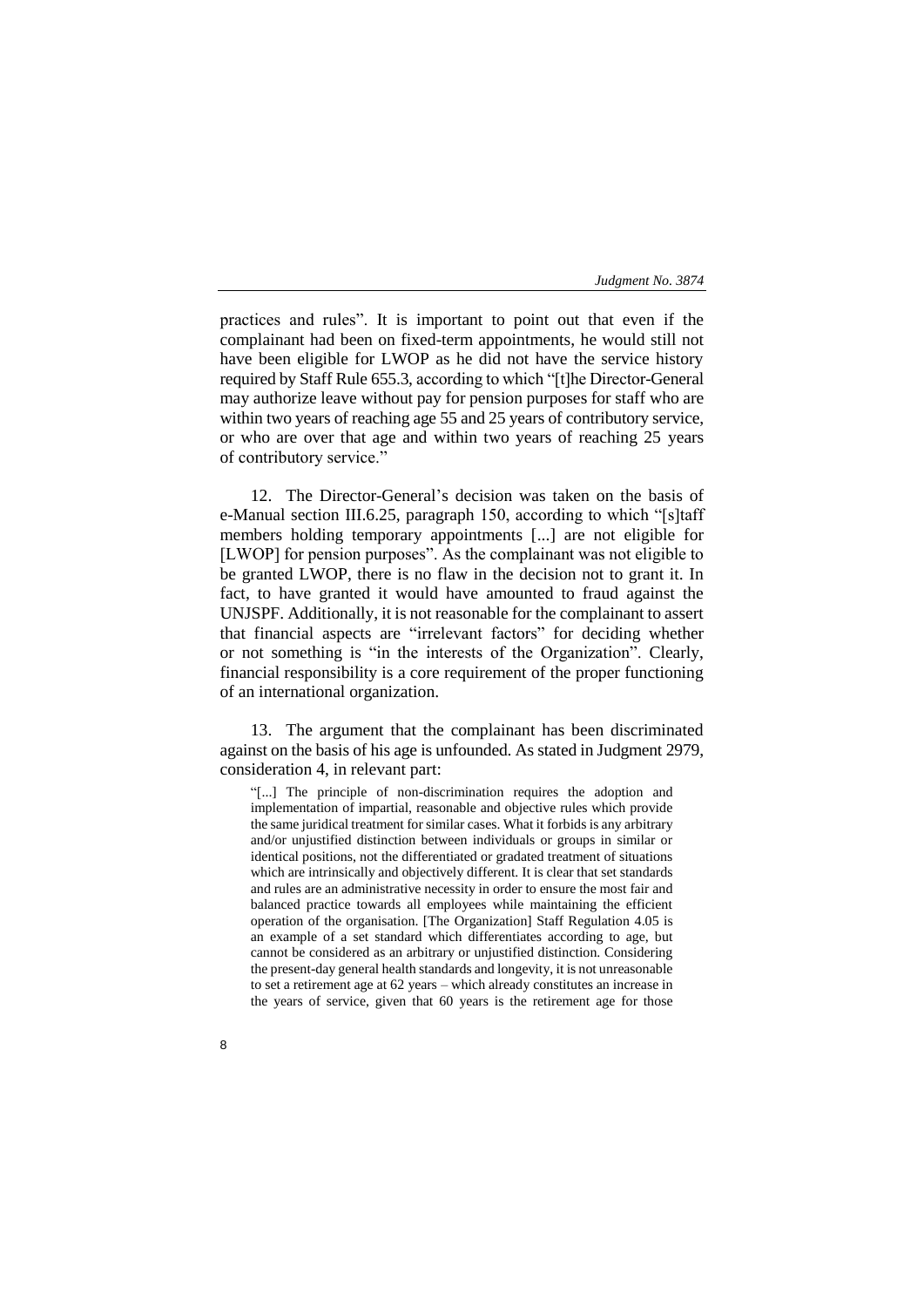practices and rules". It is important to point out that even if the complainant had been on fixed-term appointments, he would still not have been eligible for LWOP as he did not have the service history required by Staff Rule 655.3, according to which "[t]he Director-General may authorize leave without pay for pension purposes for staff who are within two years of reaching age 55 and 25 years of contributory service, or who are over that age and within two years of reaching 25 years of contributory service."

12. The Director-General's decision was taken on the basis of e-Manual section III.6.25, paragraph 150, according to which "[s]taff members holding temporary appointments [...] are not eligible for [LWOP] for pension purposes". As the complainant was not eligible to be granted LWOP, there is no flaw in the decision not to grant it. In fact, to have granted it would have amounted to fraud against the UNJSPF. Additionally, it is not reasonable for the complainant to assert that financial aspects are "irrelevant factors" for deciding whether or not something is "in the interests of the Organization". Clearly, financial responsibility is a core requirement of the proper functioning of an international organization.

13. The argument that the complainant has been discriminated against on the basis of his age is unfounded. As stated in Judgment 2979, consideration 4, in relevant part:

> "[...] The principle of non-discrimination requires the adoption and implementation of impartial, reasonable and objective rules which provide the same juridical treatment for similar cases. What it forbids is any arbitrary and/or unjustified distinction between individuals or groups in similar or identical positions, not the differentiated or gradated treatment of situations which are intrinsically and objectively different. It is clear that set standards and rules are an administrative necessity in order to ensure the most fair and balanced practice towards all employees while maintaining the efficient operation of the organisation. [The Organization] Staff Regulation 4.05 is an example of a set standard which differentiates according to age, but cannot be considered as an arbitrary or unjustified distinction. Considering the present-day general health standards and longevity, it is not unreasonable to set a retirement age at 62 years – which already constitutes an increase in the years of service, given that 60 years is the retirement age for those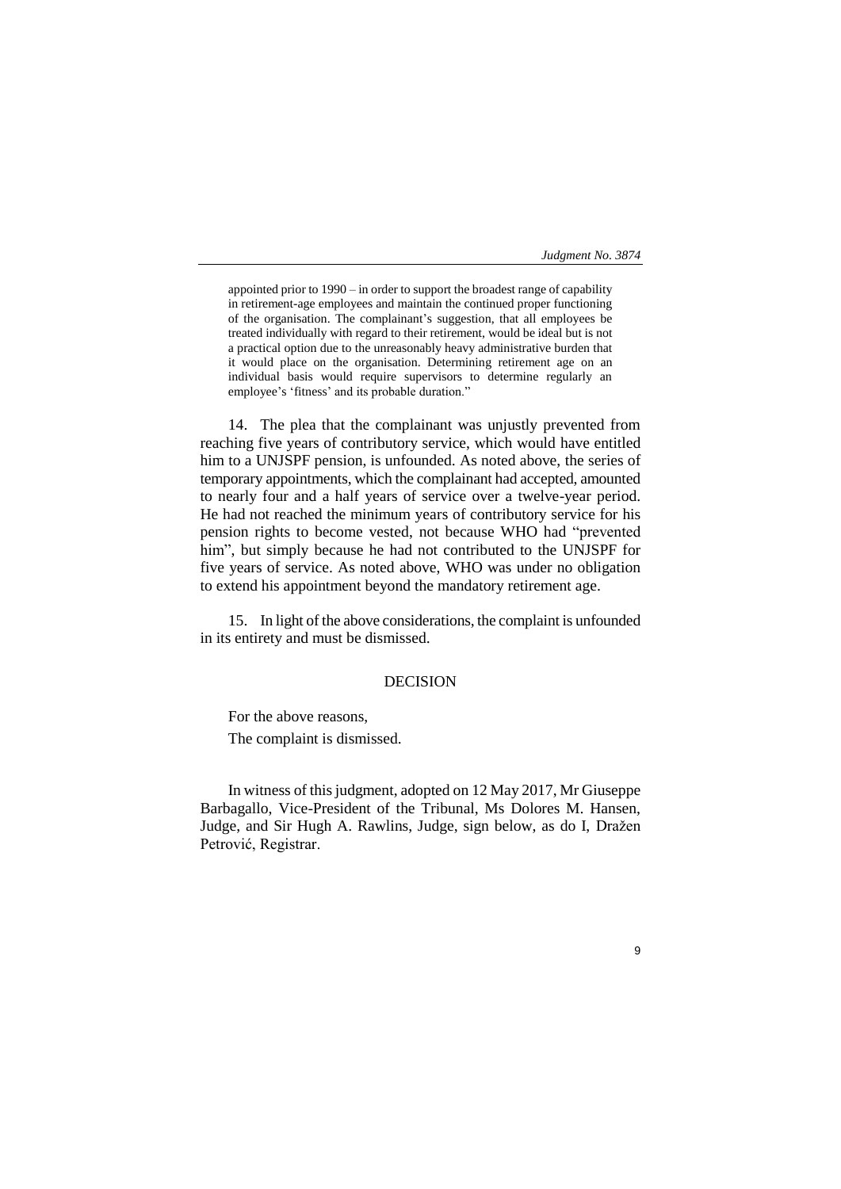> appointed prior to 1990 – in order to support the broadest range of capability in retirement-age employees and maintain the continued proper functioning of the organisation. The complainant's suggestion, that all employees be treated individually with regard to their retirement, would be ideal but is not a practical option due to the unreasonably heavy administrative burden that it would place on the organisation. Determining retirement age on an individual basis would require supervisors to determine regularly an employee's 'fitness' and its probable duration."

14. The plea that the complainant was unjustly prevented from reaching five years of contributory service, which would have entitled him to a UNJSPF pension, is unfounded. As noted above, the series of temporary appointments, which the complainant had accepted, amounted to nearly four and a half years of service over a twelve-year period. He had not reached the minimum years of contributory service for his pension rights to become vested, not because WHO had "prevented him", but simply because he had not contributed to the UNJSPF for five years of service. As noted above, WHO was under no obligation to extend his appointment beyond the mandatory retirement age.

15. In light of the above considerations, the complaint is unfounded in its entirety and must be dismissed.

## DECISION

For the above reasons,

The complaint is dismissed.

In witness of this judgment, adopted on 12 May 2017, Mr Giuseppe Barbagallo, Vice-President of the Tribunal, Ms Dolores M. Hansen, Judge, and Sir Hugh A. Rawlins, Judge, sign below, as do I, Dražen Petrović, Registrar.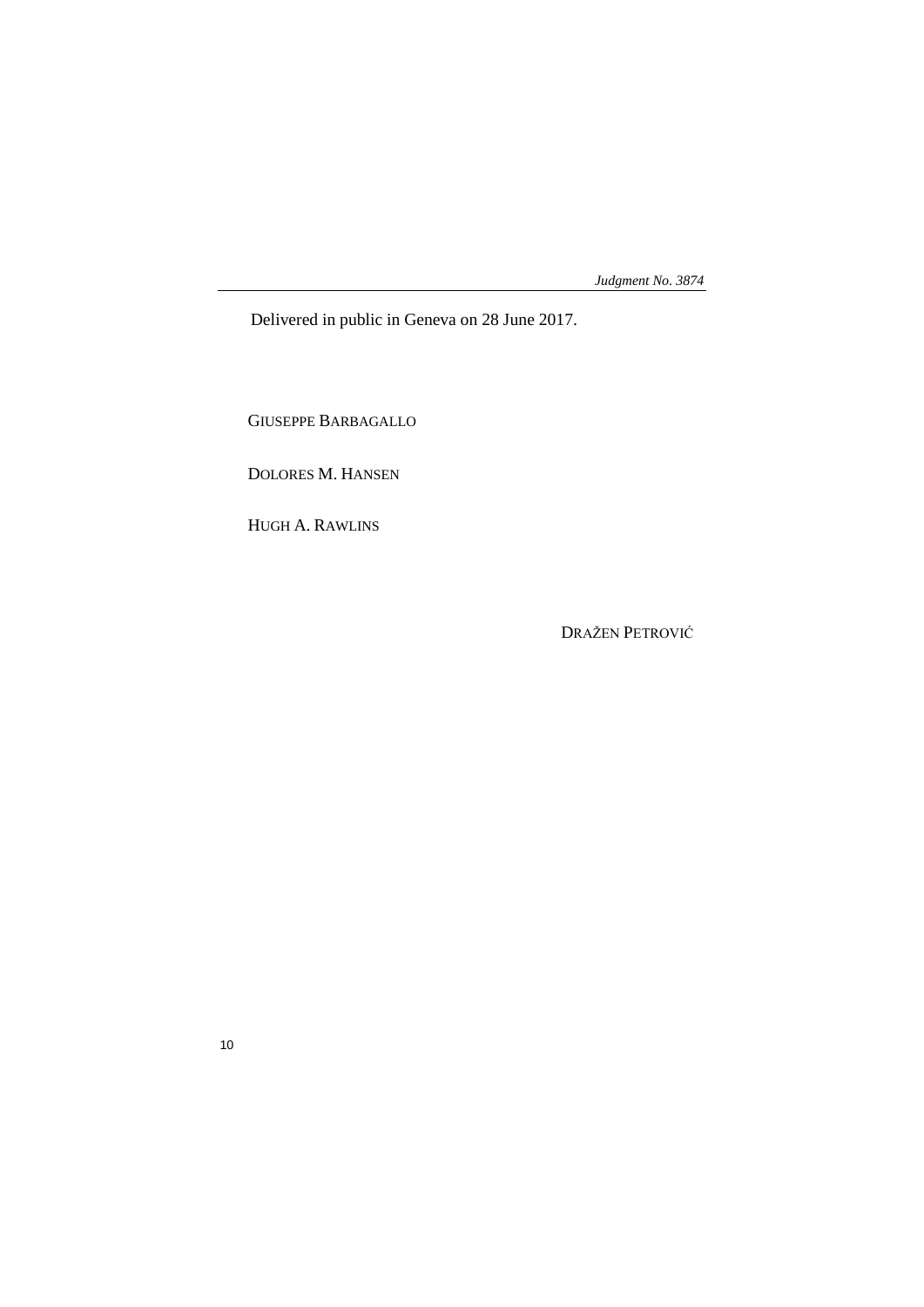Delivered in public in Geneva on 28 June 2017.

GIUSEPPE BARBAGALLO

DOLORES M. HANSEN

HUGH A. RAWLINS

DRAŽEN PETROVIĆ